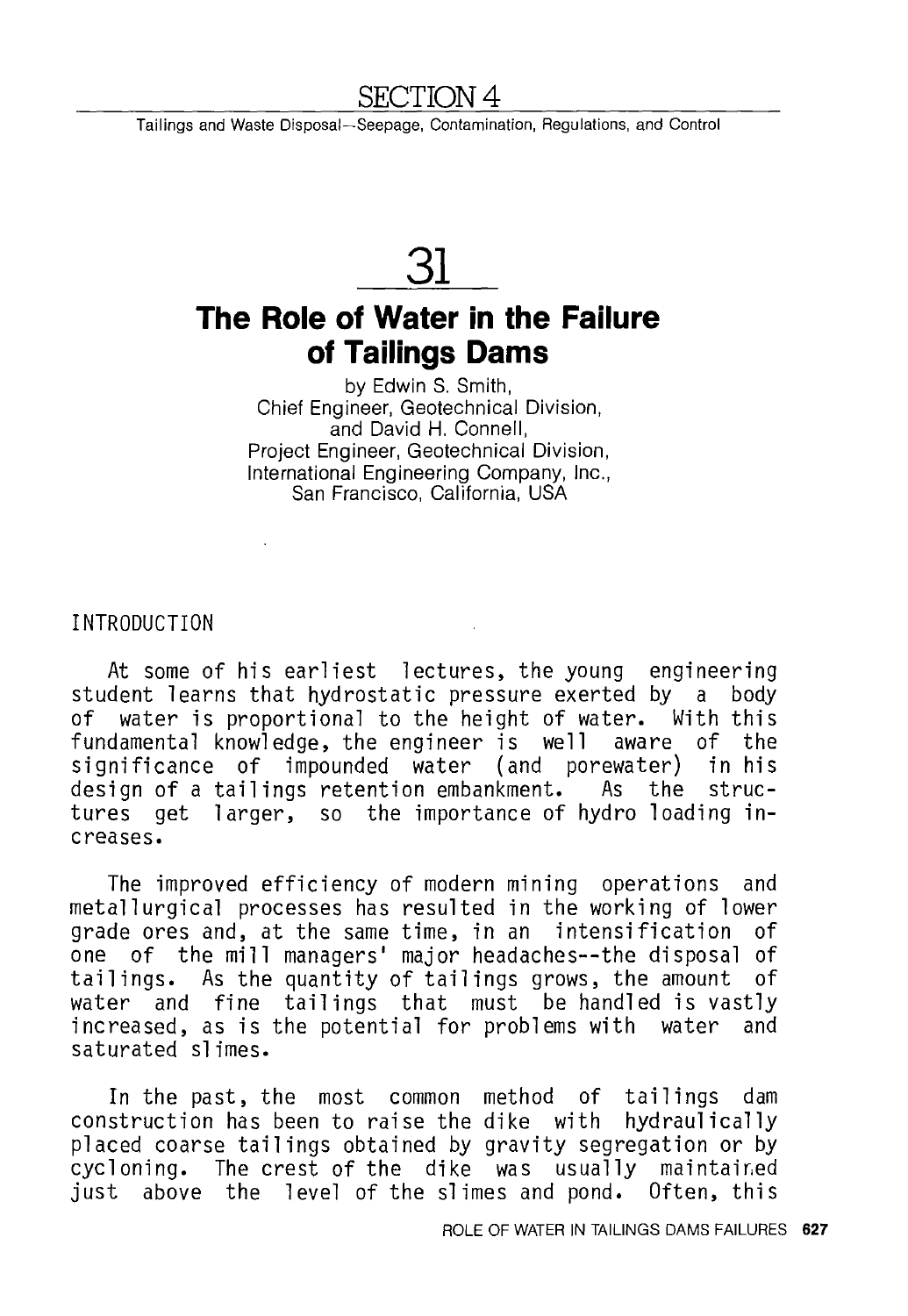# SECTION 4

Tailings and Waste Disposal--Seepage, Contamination, Regulations, and Control

# 31

## The Role of Water in the Failure of Tailings Dams

by Edwin S. Smith,
Chief Engineer, Geotechnical Division,
and David H. Connell,
Project Engineer, Geotechnical Division,
International Engineering Company, Inc.,
San Francisco, California, USA

### INTRODUCTION

At some of his earliest lectures, the young engineering student learns that hydrostatic pressure exerted by a body of water is proportional to the height of water. With this fundamental knowledge, the engineer is well aware of the significance of impounded water (and porewater) in his design of a tailings retention embankment. As the structures get larger, so the importance of hydro loading increases.

The improved efficiency of modern mining operations and metallurgical processes has resulted in the working of lower grade ores and, at the same time, in an intensification of one of the mill managers' major headaches--the disposal of tailings. As the quantity of tailings grows, the amount of water and fine tailings that must be handled is vastly increased, as is the potential for problems with water and saturated slimes.

In the past, the most common method of tailings dam construction has been to raise the dike with hydraulically placed coarse tailings obtained by gravity segregation or by cycloning. The crest of the dike was usually maintained just above the level of the slimes and pond. Often, this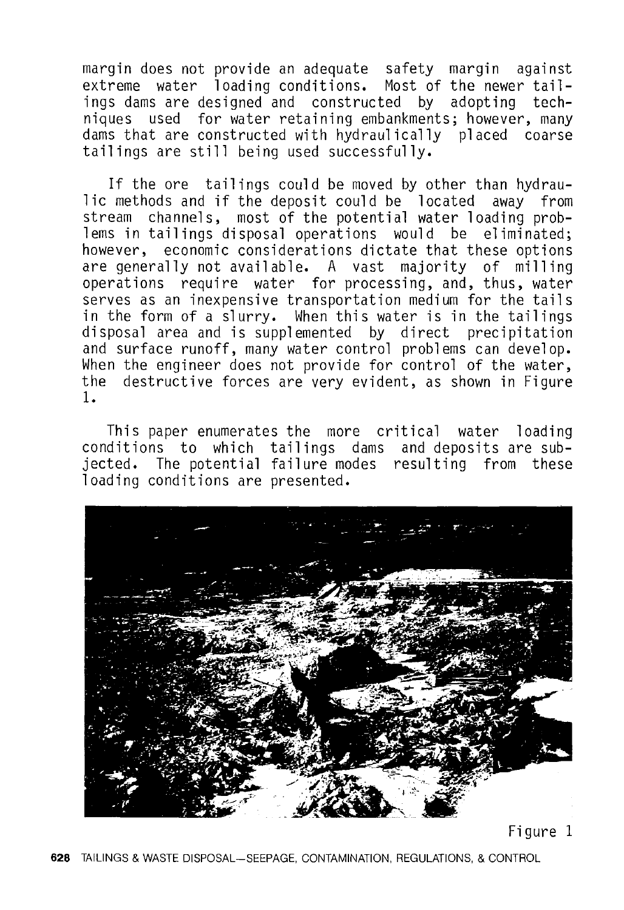margin does not provide an adequate safety margin against extreme water loading conditions. Most of the newer tailings dams are designed and constructed by adopting techniques used for water retaining embankments; however, many dams that are constructed with hydraulically placed coarse tailings are still being used successfully.

If the ore tailings could be moved by other than hydraulic methods and if the deposit could be located away from stream channels, most of the potential water loading problems in tailings disposal operations would be eliminated; however, economic considerations dictate that these options are generally not available. A vast majority of milling operations require water for processing, and, thus, water serves as an inexpensive transportation medium for the tails in the form of a slurry. When this water is in the tailings disposal area and is supplemented by direct precipitation and surface runoff, many water control problems can develop. When the engineer does not provide for control of the water, the destructive forces are very evident, as shown in Figure 1.

This paper enumerates the more critical water loading conditions to which tailings dams and deposits are subjected. The potential failure modes resulting from these loading conditions are presented.

Figure 1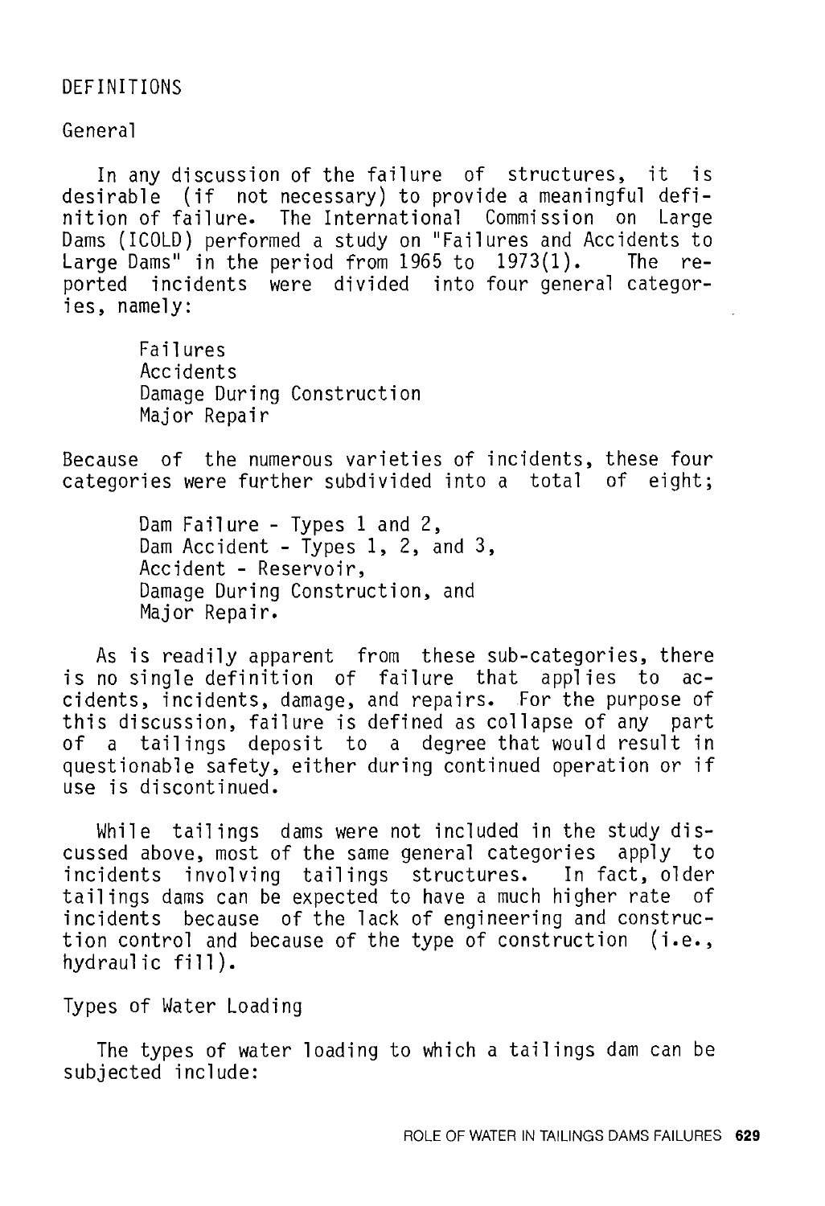## DEFINITIONS

### General

In any discussion of the failure of structures, it is desirable (if not necessary) to provide a meaningful definition of failure. The International Commission on Large Dams (ICOLD) performed a study on "Failures and Accidents to Large Dams" in the period from 1965 to 1973(1). The reported incidents were divided into four general categories, namely:

- Failures
- Accidents
- Damage During Construction
- Major Repair

Because of the numerous varieties of incidents, these four categories were further subdivided into a total of eight;

- Dam Failure - Types 1 and 2,
- Dam Accident - Types 1, 2, and 3,
- Accident - Reservoir,
- Damage During Construction, and
- Major Repair.

As is readily apparent from these sub-categories, there is no single definition of failure that applies to accidents, incidents, damage, and repairs. For the purpose of this discussion, failure is defined as collapse of any part of a tailings deposit to a degree that would result in questionable safety, either during continued operation or if use is discontinued.

While tailings dams were not included in the study discussed above, most of the same general categories apply to incidents involving tailings structures. In fact, older tailings dams can be expected to have a much higher rate of incidents because of the lack of engineering and construction control and because of the type of construction (i.e., hydraulic fill).

### Types of Water Loading

The types of water loading to which a tailings dam can be subjected include: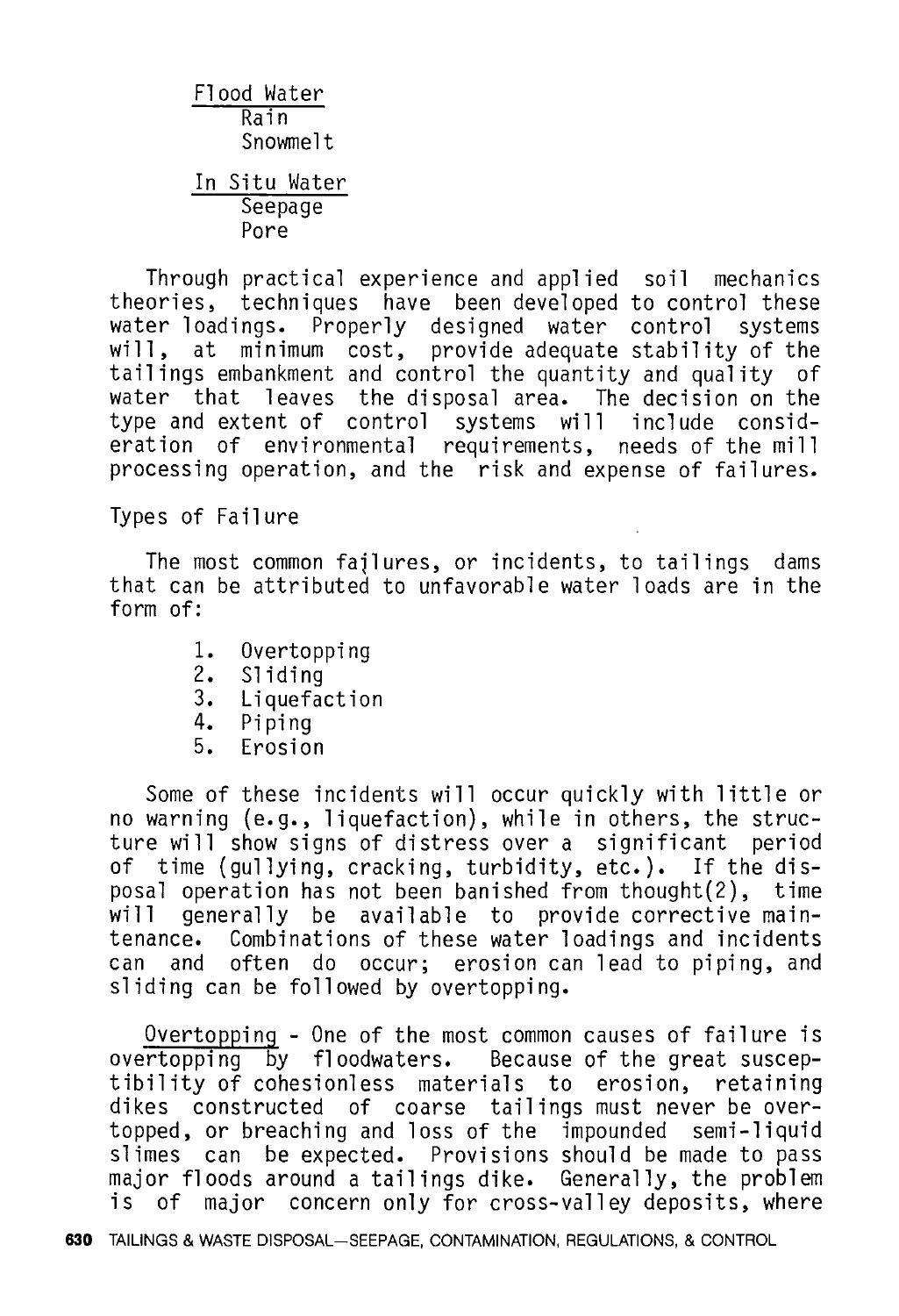Flood Water

- Rain
- Snowmelt

In Situ Water

- Seepage
- Pore

Through practical experience and applied soil mechanics theories, techniques have been developed to control these water loadings. Properly designed water control systems will, at minimum cost, provide adequate stability of the tailings embankment and control the quantity and quality of water that leaves the disposal area. The decision on the type and extent of control systems will include consideration of environmental requirements, needs of the mill processing operation, and the risk and expense of failures.

## Types of Failure

The most common failures, or incidents, to tailings dams that can be attributed to unfavorable water loads are in the form of:

1. Overtopping
2. Sliding
3. Liquefaction
4. Piping
5. Erosion

Some of these incidents will occur quickly with little or no warning (e.g., liquefaction), while in others, the structure will show signs of distress over a significant period of time (gullying, cracking, turbidity, etc.). If the disposal operation has not been banished from thought(2), time will generally be available to provide corrective maintenance. Combinations of these water loadings and incidents can and often do occur; erosion can lead to piping, and sliding can be followed by overtopping.

Overtopping - One of the most common causes of failure is overtopping by floodwaters. Because of the great susceptibility of cohesionless materials to erosion, retaining dikes constructed of coarse tailings must never be overtopped, or breaching and loss of the impounded semi-liquid slimes can be expected. Provisions should be made to pass major floods around a tailings dike. Generally, the problem is of major concern only for cross-valley deposits, where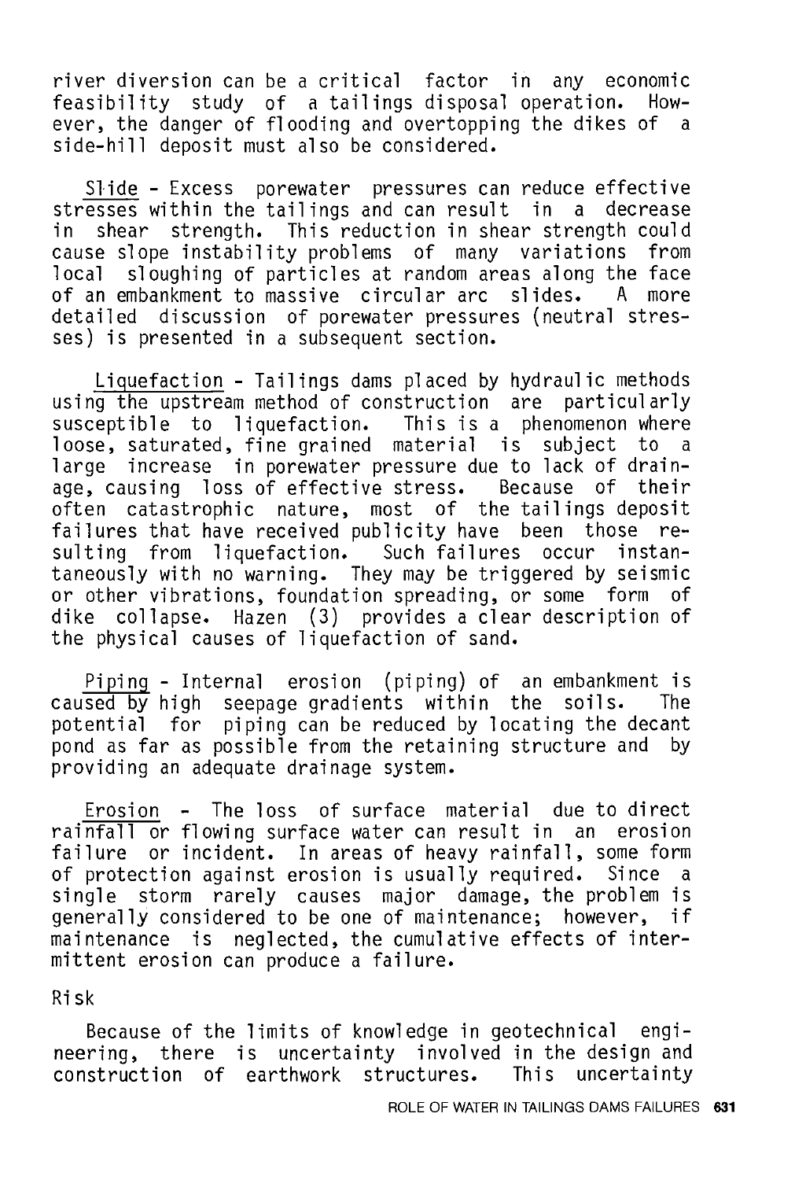river diversion can be a critical factor in any economic feasibility study of a tailings disposal operation. However, the danger of flooding and overtopping the dikes of a side-hill deposit must also be considered.

Slide - Excess porewater pressures can reduce effective stresses within the tailings and can result in a decrease in shear strength. This reduction in shear strength could cause slope instability problems of many variations from local sloughing of particles at random areas along the face of an embankment to massive circular arc slides. A more detailed discussion of porewater pressures (neutral stresses) is presented in a subsequent section.

Liquefaction - Tailings dams placed by hydraulic methods using the upstream method of construction are particularly susceptible to liquefaction. This is a phenomenon where loose, saturated, fine grained material is subject to a large increase in porewater pressure due to lack of drainage, causing loss of effective stress. Because of their often catastrophic nature, most of the tailings deposit failures that have received publicity have been those resulting from liquefaction. Such failures occur instantaneously with no warning. They may be triggered by seismic or other vibrations, foundation spreading, or some form of dike collapse. Hazen (3) provides a clear description of the physical causes of liquefaction of sand.

Piping - Internal erosion (piping) of an embankment is caused by high seepage gradients within the soils. The potential for piping can be reduced by locating the decant pond as far as possible from the retaining structure and by providing an adequate drainage system.

Erosion - The loss of surface material due to direct rainfall or flowing surface water can result in an erosion failure or incident. In areas of heavy rainfall, some form of protection against erosion is usually required. Since a single storm rarely causes major damage, the problem is generally considered to be one of maintenance; however, if maintenance is neglected, the cumulative effects of intermittent erosion can produce a failure.

Risk

Because of the limits of knowledge in geotechnical engineering, there is uncertainty involved in the design and construction of earthwork structures. This uncertainty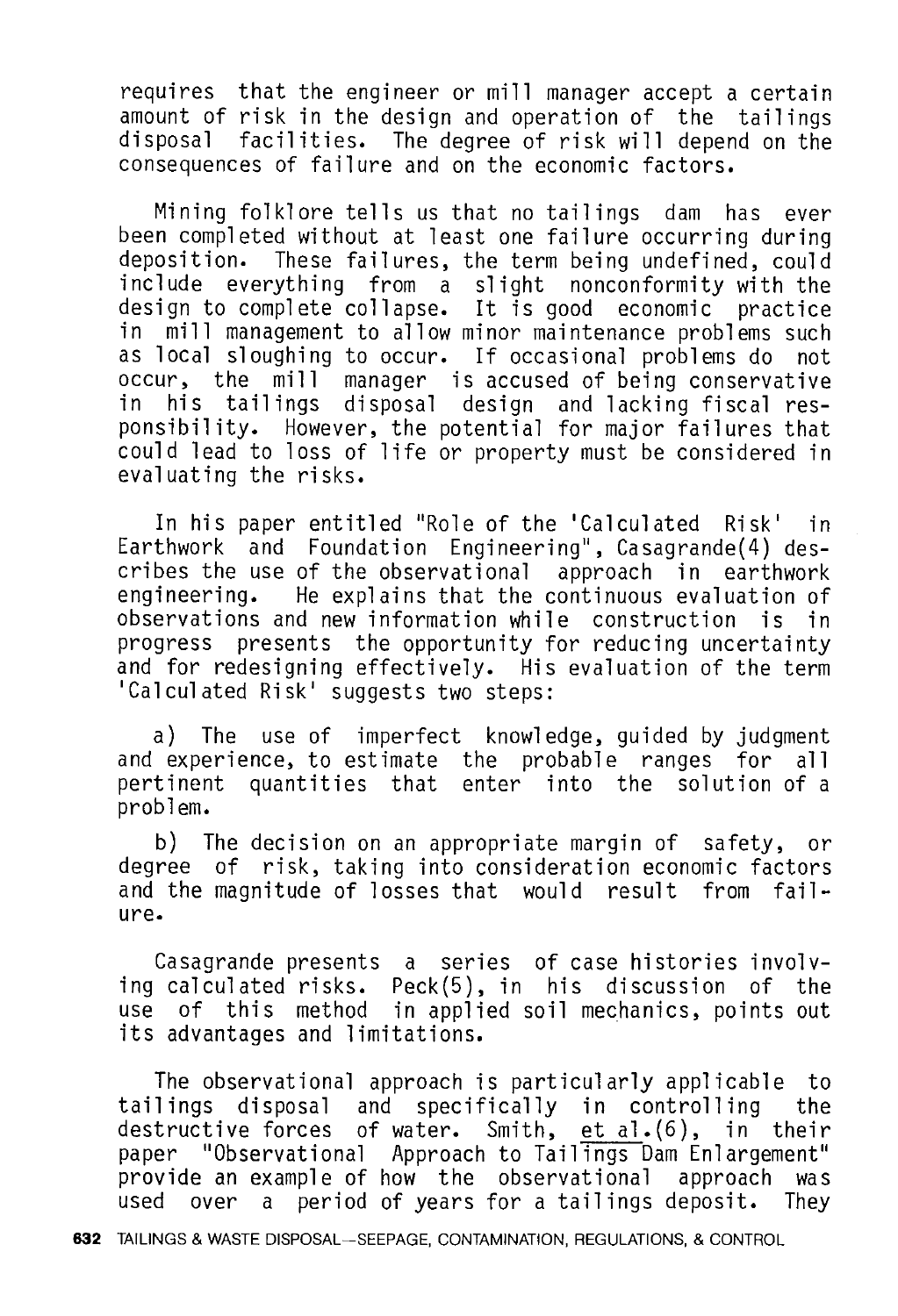requires that the engineer or mill manager accept a certain amount of risk in the design and operation of the tailings disposal facilities. The degree of risk will depend on the consequences of failure and on the economic factors.

Mining folklore tells us that no tailings dam has ever been completed without at least one failure occurring during deposition. These failures, the term being undefined, could include everything from a slight nonconformity with the design to complete collapse. It is good economic practice in mill management to allow minor maintenance problems such as local sloughing to occur. If occasional problems do not occur, the mill manager is accused of being conservative in his tailings disposal design and lacking fiscal responsibility. However, the potential for major failures that could lead to loss of life or property must be considered in evaluating the risks.

In his paper entitled "Role of the 'Calculated Risk' in Earthwork and Foundation Engineering", Casagrande(4) describes the use of the observational approach in earthwork engineering. He explains that the continuous evaluation of observations and new information while construction is in progress presents the opportunity for reducing uncertainty and for redesigning effectively. His evaluation of the term 'Calculated Risk' suggests two steps:

a) The use of imperfect knowledge, guided by judgment and experience, to estimate the probable ranges for all pertinent quantities that enter into the solution of a problem.

b) The decision on an appropriate margin of safety, or degree of risk, taking into consideration economic factors and the magnitude of losses that would result from failure.

Casagrande presents a series of case histories involving calculated risks. Peck(5), in his discussion of the use of this method in applied soil mechanics, points out its advantages and limitations.

The observational approach is particularly applicable to tailings disposal and specifically in controlling the destructive forces of water. Smith, et al.(6), in their paper "Observational Approach to Tailings Dam Enlargement" provide an example of how the observational approach was used over a period of years for a tailings deposit. They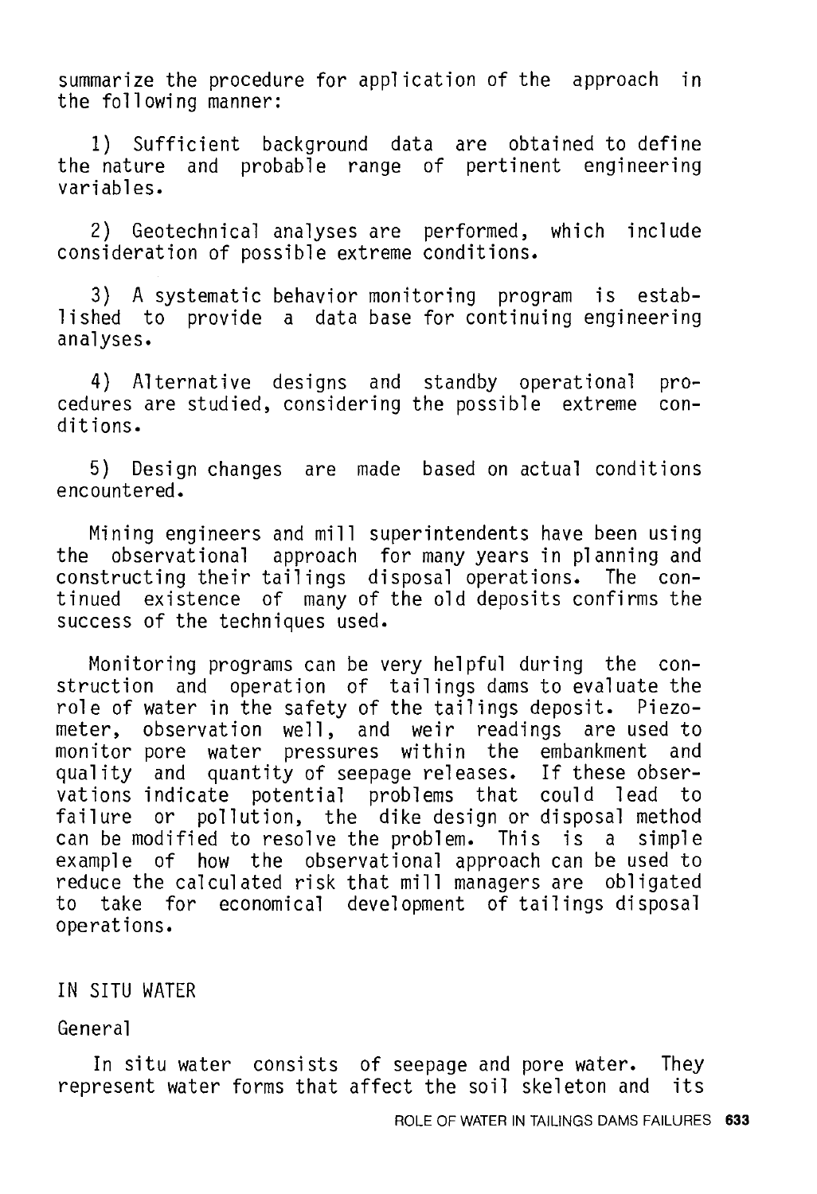summarize the procedure for application of the approach in the following manner:

1) Sufficient background data are obtained to define the nature and probable range of pertinent engineering variables.

2) Geotechnical analyses are performed, which include consideration of possible extreme conditions.

3) A systematic behavior monitoring program is established to provide a data base for continuing engineering analyses.

4) Alternative designs and standby operational procedures are studied, considering the possible extreme conditions.

5) Design changes are made based on actual conditions encountered.

Mining engineers and mill superintendents have been using the observational approach for many years in planning and constructing their tailings disposal operations. The continued existence of many of the old deposits confirms the success of the techniques used.

Monitoring programs can be very helpful during the construction and operation of tailings dams to evaluate the role of water in the safety of the tailings deposit. Piezometer, observation well, and weir readings are used to monitor pore water pressures within the embankment and quality and quantity of seepage releases. If these observations indicate potential problems that could lead to failure or pollution, the dike design or disposal method can be modified to resolve the problem. This is a simple example of how the observational approach can be used to reduce the calculated risk that mill managers are obligated to take for economical development of tailings disposal operations.

## IN SITU WATER

### General

In situ water consists of seepage and pore water. They represent water forms that affect the soil skeleton and its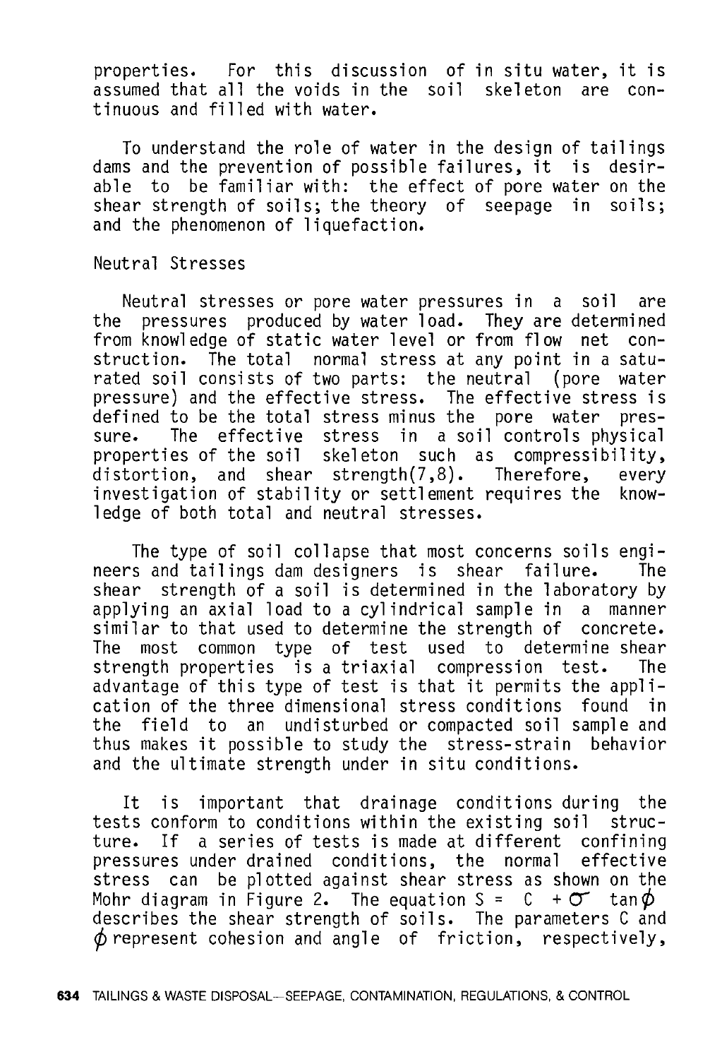properties. For this discussion of in situ water, it is assumed that all the voids in the soil skeleton are continuous and filled with water.

To understand the role of water in the design of tailings dams and the prevention of possible failures, it is desirable to be familiar with: the effect of pore water on the shear strength of soils; the theory of seepage in soils; and the phenomenon of liquefaction.

## Neutral Stresses

Neutral stresses or pore water pressures in a soil are the pressures produced by water load. They are determined from knowledge of static water level or from flow net construction. The total normal stress at any point in a saturated soil consists of two parts: the neutral (pore water pressure) and the effective stress. The effective stress is defined to be the total stress minus the pore water pressure. The effective stress in a soil controls physical properties of the soil skeleton such as compressibility, distortion, and shear strength(7,8). Therefore, every investigation of stability or settlement requires the knowledge of both total and neutral stresses.

The type of soil collapse that most concerns soils engineers and tailings dam designers is shear failure. The shear strength of a soil is determined in the laboratory by applying an axial load to a cylindrical sample in a manner similar to that used to determine the strength of concrete. The most common type of test used to determine shear strength properties is a triaxial compression test. The advantage of this type of test is that it permits the application of the three dimensional stress conditions found in the field to an undisturbed or compacted soil sample and thus makes it possible to study the stress-strain behavior and the ultimate strength under in situ conditions.

It is important that drainage conditions during the tests conform to conditions within the existing soil structure. If a series of tests is made at different confining pressures under drained conditions, the normal effective stress can be plotted against shear stress as shown on the Mohr diagram in Figure 2. The equation $S = C + \sigma \tan\phi$ describes the shear strength of soils. The parameters C and $\phi$ represent cohesion and angle of friction, respectively,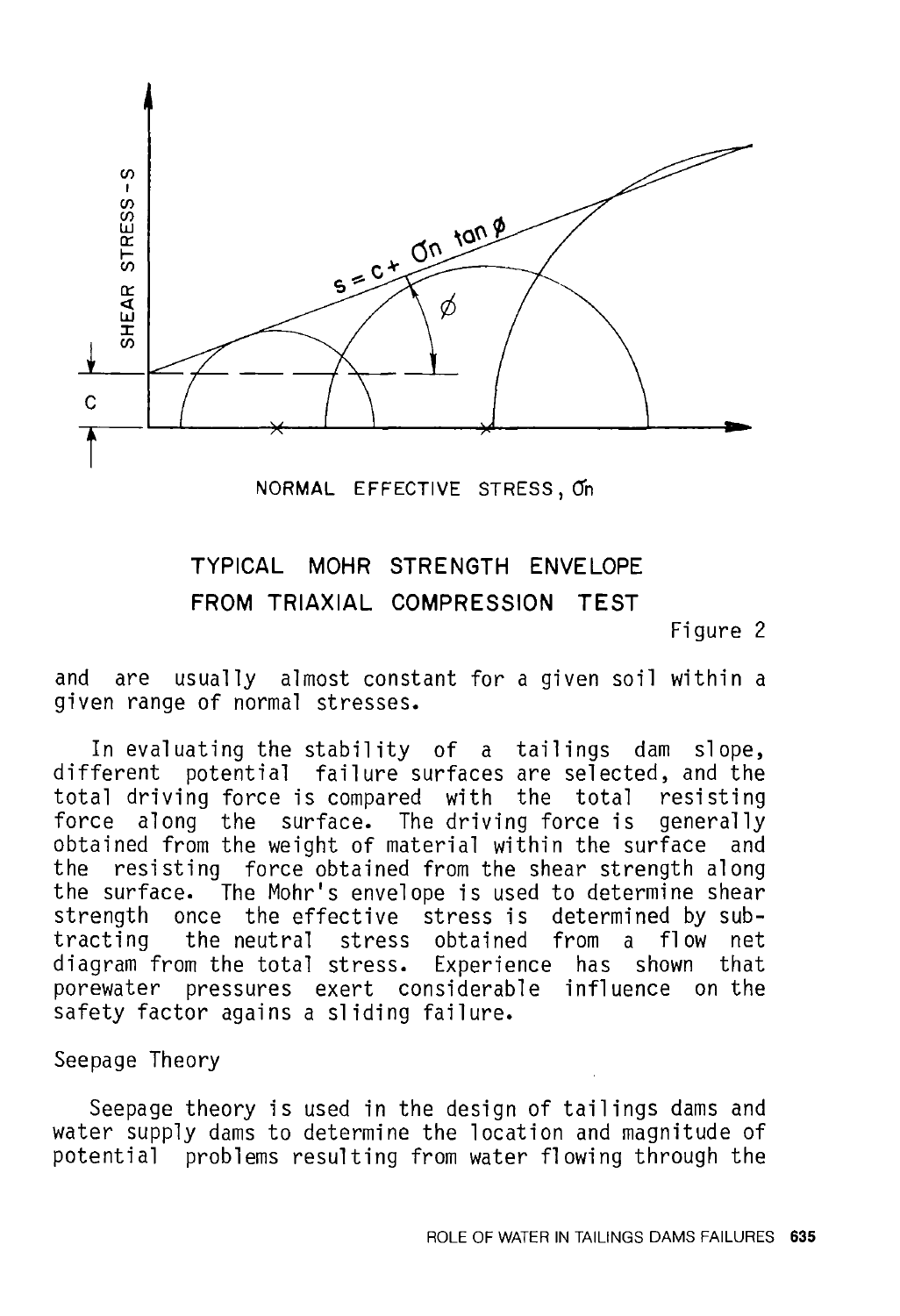TYPICAL MOHR STRENGTH ENVELOPE FROM TRIAXIAL COMPRESSION TEST

Figure 2

and are usually almost constant for a given soil within a given range of normal stresses.

In evaluating the stability of a tailings dam slope, different potential failure surfaces are selected, and the total driving force is compared with the total resisting force along the surface. The driving force is generally obtained from the weight of material within the surface and the resisting force obtained from the shear strength along the surface. The Mohr's envelope is used to determine shear strength once the effective stress is determined by subtracting the neutral stress obtained from a flow net diagram from the total stress. Experience has shown that porewater pressures exert considerable influence on the safety factor agains a sliding failure.

Seepage Theory

Seepage theory is used in the design of tailings dams and water supply dams to determine the location and magnitude of potential problems resulting from water flowing through the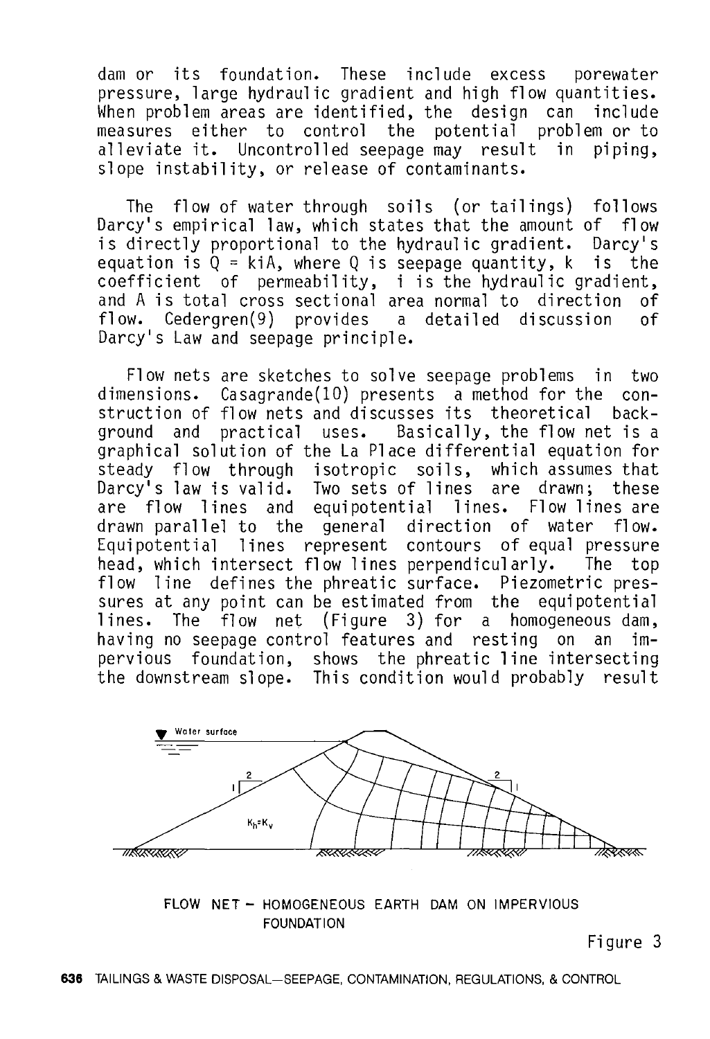dam or its foundation. These include excess porewater pressure, large hydraulic gradient and high flow quantities. When problem areas are identified, the design can include measures either to control the potential problem or to alleviate it. Uncontrolled seepage may result in piping, slope instability, or release of contaminants.

The flow of water through soils (or tailings) follows Darcy's empirical law, which states that the amount of flow is directly proportional to the hydraulic gradient. Darcy's equation is $Q = kiA$, where Q is seepage quantity, k is the coefficient of permeability, i is the hydraulic gradient, and A is total cross sectional area normal to direction of flow. Cedergren(9) provides a detailed discussion of Darcy's Law and seepage principle.

Flow nets are sketches to solve seepage problems in two dimensions. Casagrande(10) presents a method for the construction of flow nets and discusses its theoretical background and practical uses. Basically, the flow net is a graphical solution of the La Place differential equation for steady flow through isotropic soils, which assumes that Darcy's law is valid. Two sets of lines are drawn; these are flow lines and equipotential lines. Flow lines are drawn parallel to the general direction of water flow. Equipotential lines represent contours of equal pressure head, which intersect flow lines perpendicularly. The top flow line defines the phreatic surface. Piezometric pressures at any point can be estimated from the equipotential lines. The flow net (Figure 3) for a homogeneous dam, having no seepage control features and resting on an impervious foundation, shows the phreatic line intersecting the downstream slope. This condition would probably result

Water surface

2 / 1 &emsp; $K_h = K_v$ &emsp; 2 / 1

FLOW NET – HOMOGENEOUS EARTH DAM ON IMPERVIOUS FOUNDATION

Figure 3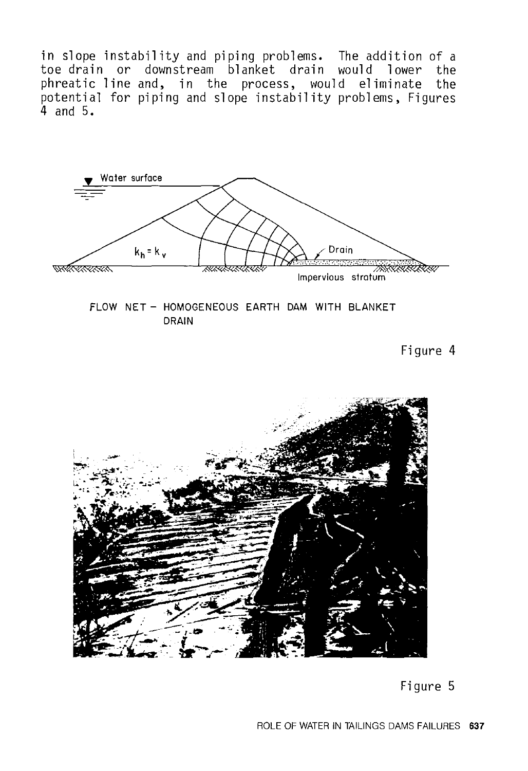in slope instability and piping problems. The addition of a toe drain or downstream blanket drain would lower the phreatic line and, in the process, would eliminate the potential for piping and slope instability problems, Figures 4 and 5.

Water surface

$k_h = k_v$

Drain

Impervious stratum

FLOW NET – HOMOGENEOUS EARTH DAM WITH BLANKET DRAIN

Figure 4

Figure 5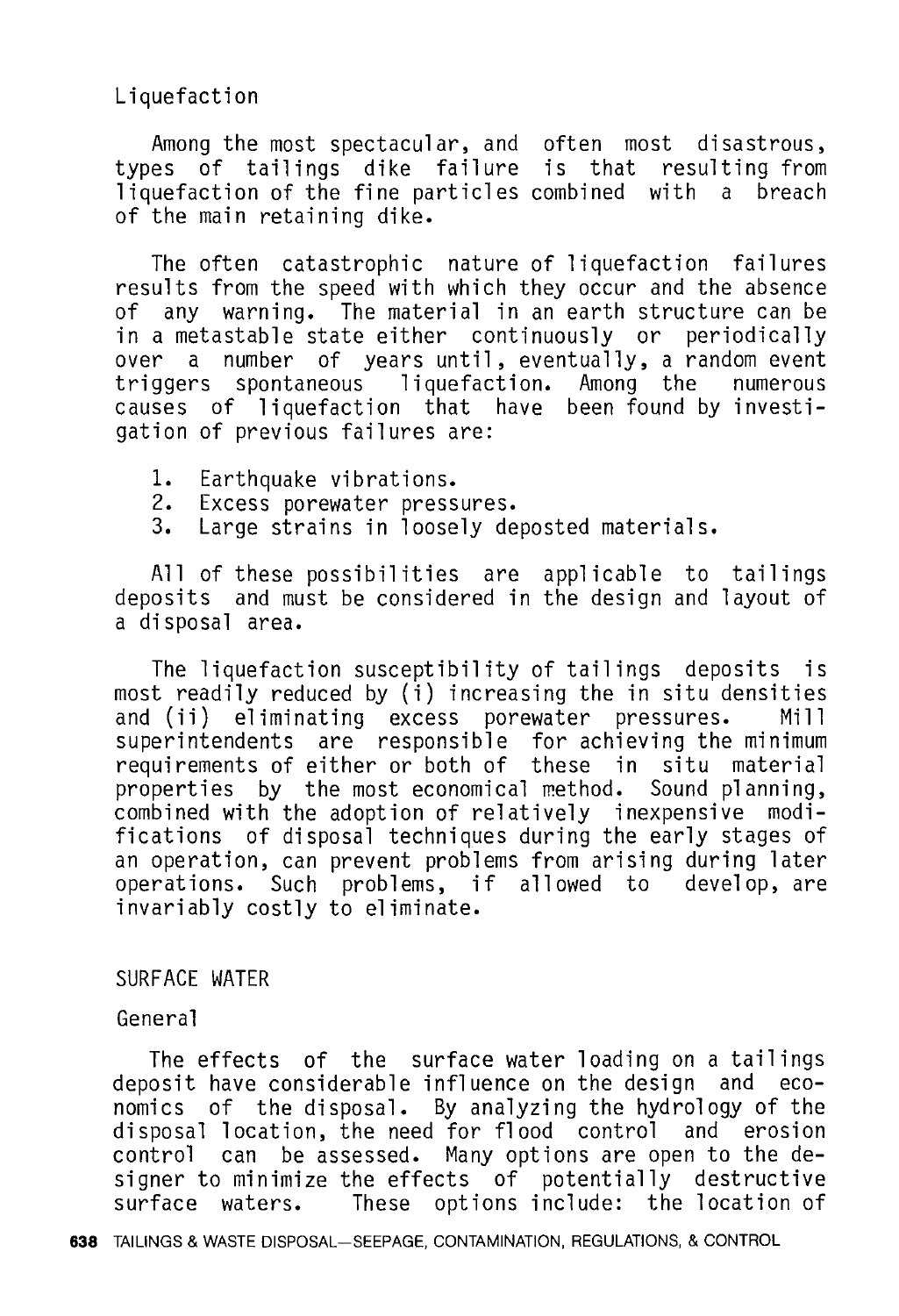### Liquefaction

Among the most spectacular, and often most disastrous, types of tailings dike failure is that resulting from liquefaction of the fine particles combined with a breach of the main retaining dike.

The often catastrophic nature of liquefaction failures results from the speed with which they occur and the absence of any warning. The material in an earth structure can be in a metastable state either continuously or periodically over a number of years until, eventually, a random event triggers spontaneous liquefaction. Among the numerous causes of liquefaction that have been found by investigation of previous failures are:

1. Earthquake vibrations.
2. Excess porewater pressures.
3. Large strains in loosely deposted materials.

All of these possibilities are applicable to tailings deposits and must be considered in the design and layout of a disposal area.

The liquefaction susceptibility of tailings deposits is most readily reduced by (i) increasing the in situ densities and (ii) eliminating excess porewater pressures. Mill superintendents are responsible for achieving the minimum requirements of either or both of these in situ material properties by the most economical method. Sound planning, combined with the adoption of relatively inexpensive modifications of disposal techniques during the early stages of an operation, can prevent problems from arising during later operations. Such problems, if allowed to develop, are invariably costly to eliminate.

## SURFACE WATER

### General

The effects of the surface water loading on a tailings deposit have considerable influence on the design and economics of the disposal. By analyzing the hydrology of the disposal location, the need for flood control and erosion control can be assessed. Many options are open to the designer to minimize the effects of potentially destructive surface waters. These options include: the location of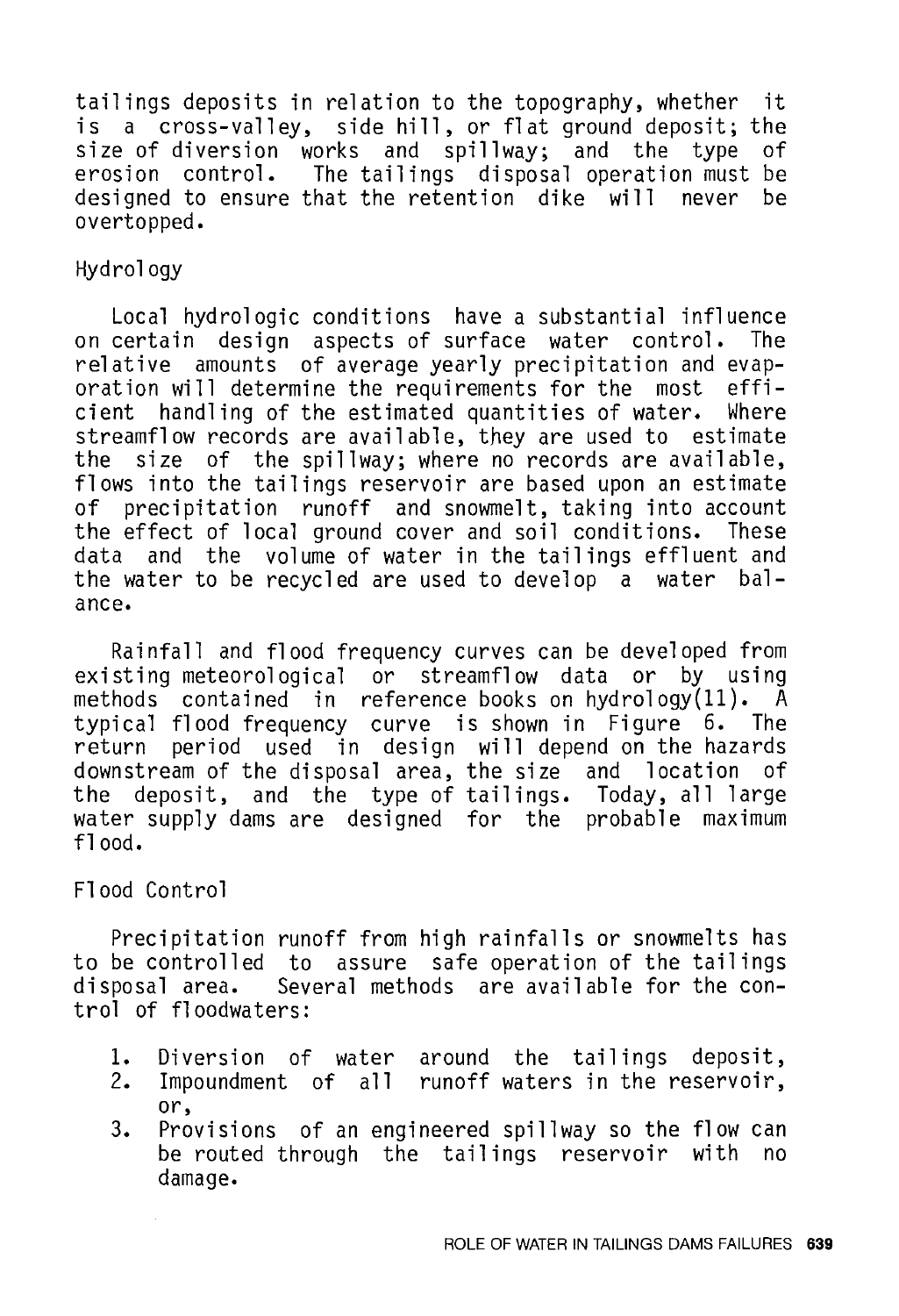tailings deposits in relation to the topography, whether it is a cross-valley, side hill, or flat ground deposit; the size of diversion works and spillway; and the type of erosion control. The tailings disposal operation must be designed to ensure that the retention dike will never be overtopped.

## Hydrology

Local hydrologic conditions have a substantial influence on certain design aspects of surface water control. The relative amounts of average yearly precipitation and evaporation will determine the requirements for the most efficient handling of the estimated quantities of water. Where streamflow records are available, they are used to estimate the size of the spillway; where no records are available, flows into the tailings reservoir are based upon an estimate of precipitation runoff and snowmelt, taking into account the effect of local ground cover and soil conditions. These data and the volume of water in the tailings effluent and the water to be recycled are used to develop a water balance.

Rainfall and flood frequency curves can be developed from existing meteorological or streamflow data or by using methods contained in reference books on hydrology(11). A typical flood frequency curve is shown in Figure 6. The return period used in design will depend on the hazards downstream of the disposal area, the size and location of the deposit, and the type of tailings. Today, all large water supply dams are designed for the probable maximum flood.

## Flood Control

Precipitation runoff from high rainfalls or snowmelts has to be controlled to assure safe operation of the tailings disposal area. Several methods are available for the control of floodwaters:

1. Diversion of water around the tailings deposit,
2. Impoundment of all runoff waters in the reservoir, or,
3. Provisions of an engineered spillway so the flow can be routed through the tailings reservoir with no damage.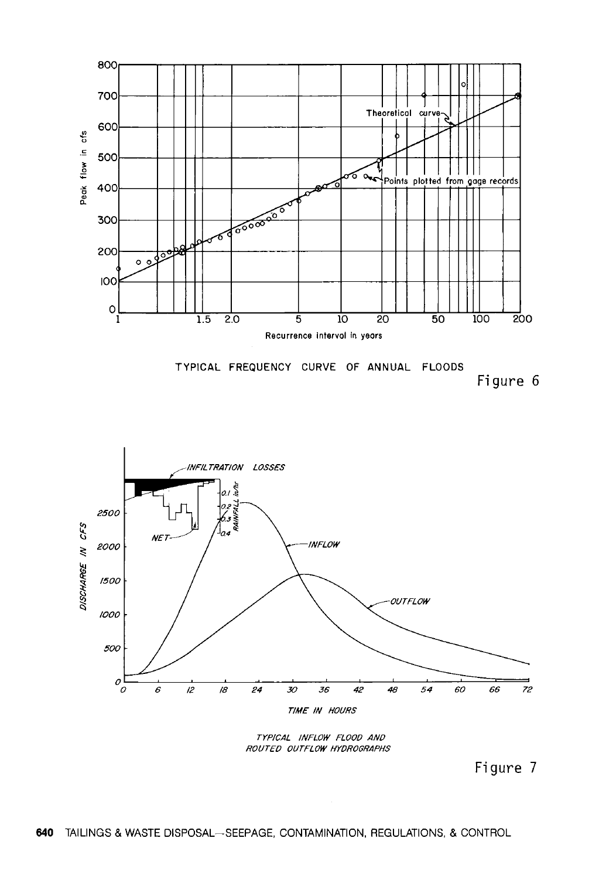TYPICAL FREQUENCY CURVE OF ANNUAL FLOODS

Figure 6

TYPICAL INFLOW FLOOD AND ROUTED OUTFLOW HYDROGRAPHS

Figure 7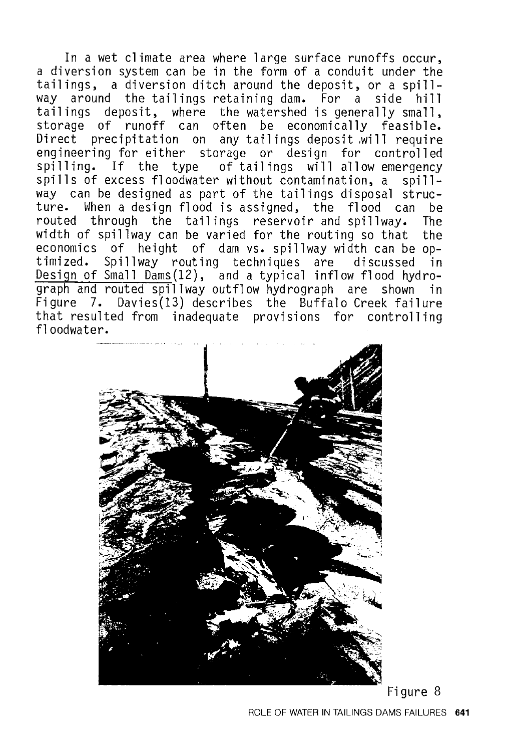In a wet climate area where large surface runoffs occur, a diversion system can be in the form of a conduit under the tailings, a diversion ditch around the deposit, or a spillway around the tailings retaining dam. For a side hill tailings deposit, where the watershed is generally small, storage of runoff can often be economically feasible. Direct precipitation on any tailings deposit will require engineering for either storage or design for controlled spilling. If the type of tailings will allow emergency spills of excess floodwater without contamination, a spillway can be designed as part of the tailings disposal structure. When a design flood is assigned, the flood can be routed through the tailings reservoir and spillway. The width of spillway can be varied for the routing so that the economics of height of dam vs. spillway width can be optimized. Spillway routing techniques are discussed in Design of Small Dams(12), and a typical inflow flood hydrograph and routed spillway outflow hydrograph are shown in Figure 7. Davies(13) describes the Buffalo Creek failure that resulted from inadequate provisions for controlling floodwater.

Figure 8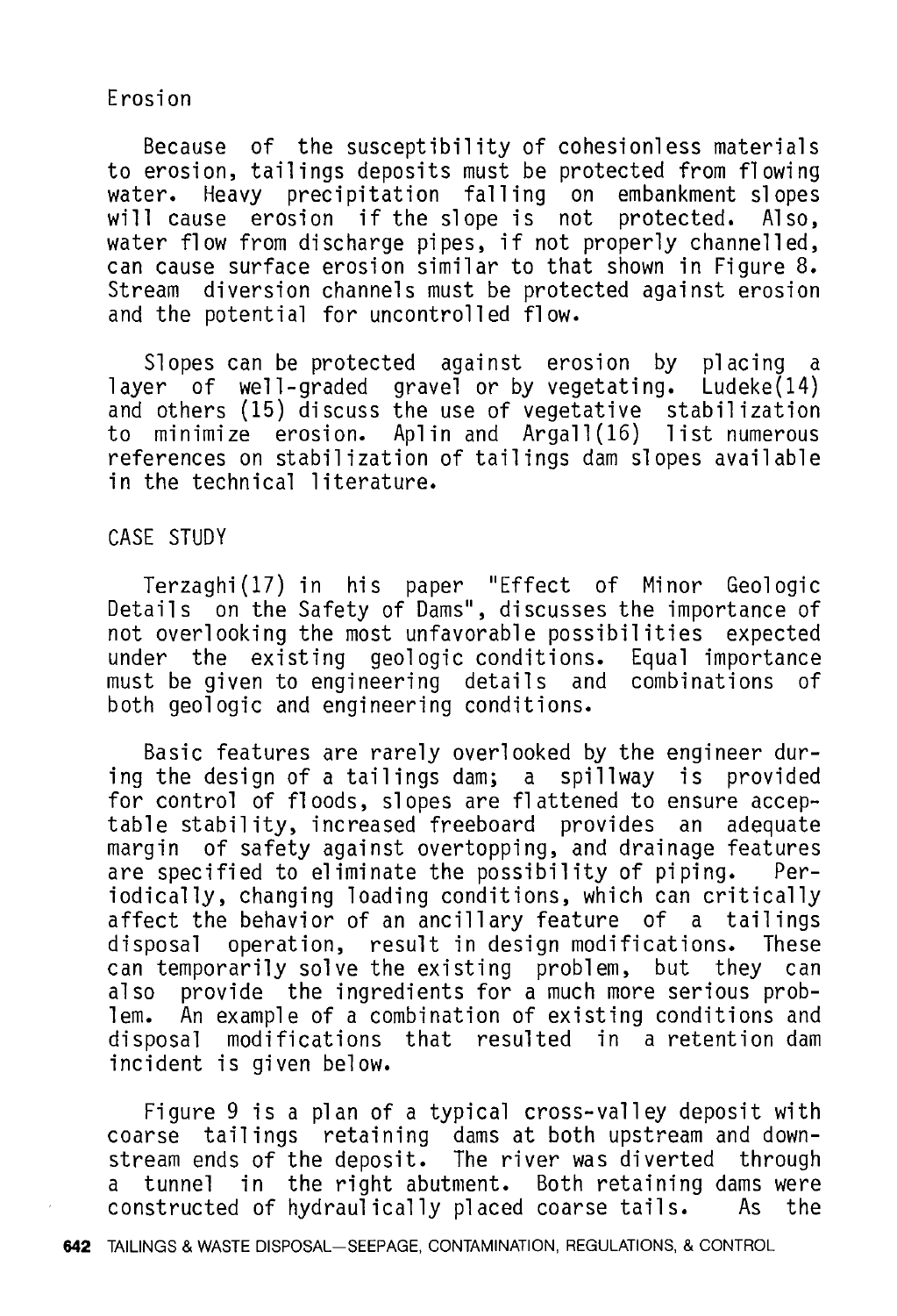## Erosion

Because of the susceptibility of cohesionless materials to erosion, tailings deposits must be protected from flowing water. Heavy precipitation falling on embankment slopes will cause erosion if the slope is not protected. Also, water flow from discharge pipes, if not properly channelled, can cause surface erosion similar to that shown in Figure 8. Stream diversion channels must be protected against erosion and the potential for uncontrolled flow.

Slopes can be protected against erosion by placing a layer of well-graded gravel or by vegetating. Ludeke(14) and others (15) discuss the use of vegetative stabilization to minimize erosion. Aplin and Argall(16) list numerous references on stabilization of tailings dam slopes available in the technical literature.

## CASE STUDY

Terzaghi(17) in his paper "Effect of Minor Geologic Details on the Safety of Dams", discusses the importance of not overlooking the most unfavorable possibilities expected under the existing geologic conditions. Equal importance must be given to engineering details and combinations of both geologic and engineering conditions.

Basic features are rarely overlooked by the engineer during the design of a tailings dam; a spillway is provided for control of floods, slopes are flattened to ensure acceptable stability, increased freeboard provides an adequate margin of safety against overtopping, and drainage features are specified to eliminate the possibility of piping. Periodically, changing loading conditions, which can critically affect the behavior of an ancillary feature of a tailings disposal operation, result in design modifications. These can temporarily solve the existing problem, but they can also provide the ingredients for a much more serious problem. An example of a combination of existing conditions and disposal modifications that resulted in a retention dam incident is given below.

Figure 9 is a plan of a typical cross-valley deposit with coarse tailings retaining dams at both upstream and downstream ends of the deposit. The river was diverted through a tunnel in the right abutment. Both retaining dams were constructed of hydraulically placed coarse tails. As the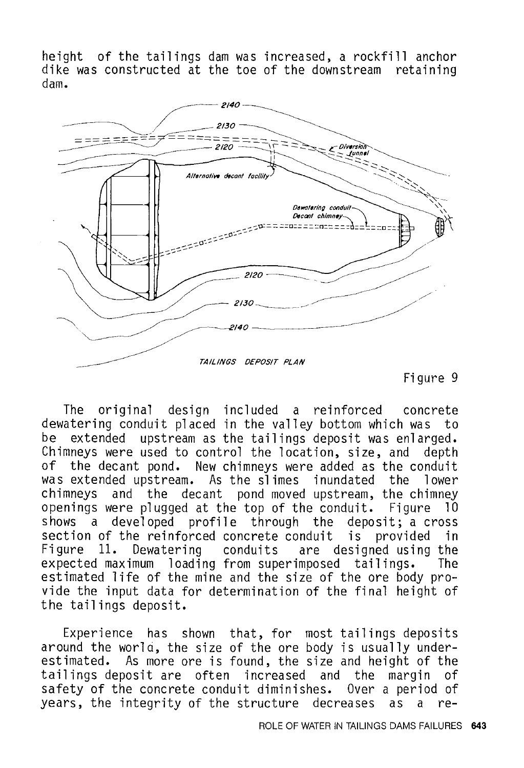height of the tailings dam was increased, a rockfill anchor dike was constructed at the toe of the downstream retaining dam.

TAILINGS DEPOSIT PLAN

Figure 9

The original design included a reinforced concrete dewatering conduit placed in the valley bottom which was to be extended upstream as the tailings deposit was enlarged. Chimneys were used to control the location, size, and depth of the decant pond. New chimneys were added as the conduit was extended upstream. As the slimes inundated the lower chimneys and the decant pond moved upstream, the chimney openings were plugged at the top of the conduit. Figure 10 shows a developed profile through the deposit; a cross section of the reinforced concrete conduit is provided in Figure 11. Dewatering conduits are designed using the expected maximum loading from superimposed tailings. The estimated life of the mine and the size of the ore body provide the input data for determination of the final height of the tailings deposit.

Experience has shown that, for most tailings deposits around the world, the size of the ore body is usually underestimated. As more ore is found, the size and height of the tailings deposit are often increased and the margin of safety of the concrete conduit diminishes. Over a period of years, the integrity of the structure decreases as a re-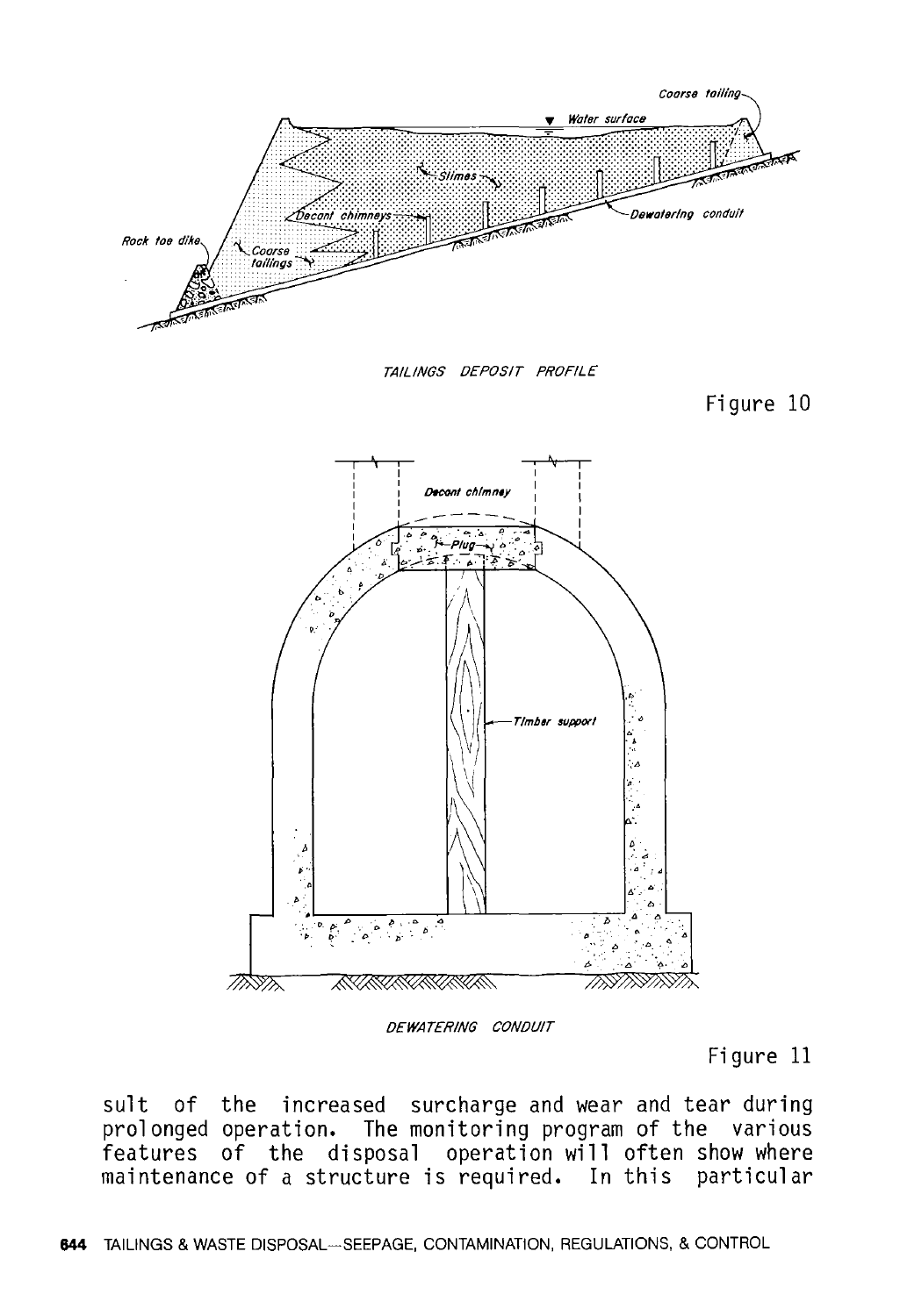TAILINGS DEPOSIT PROFILE

Figure 10

DEWATERING CONDUIT

Figure 11

sult of the increased surcharge and wear and tear during prolonged operation. The monitoring program of the various features of the disposal operation will often show where maintenance of a structure is required. In this particular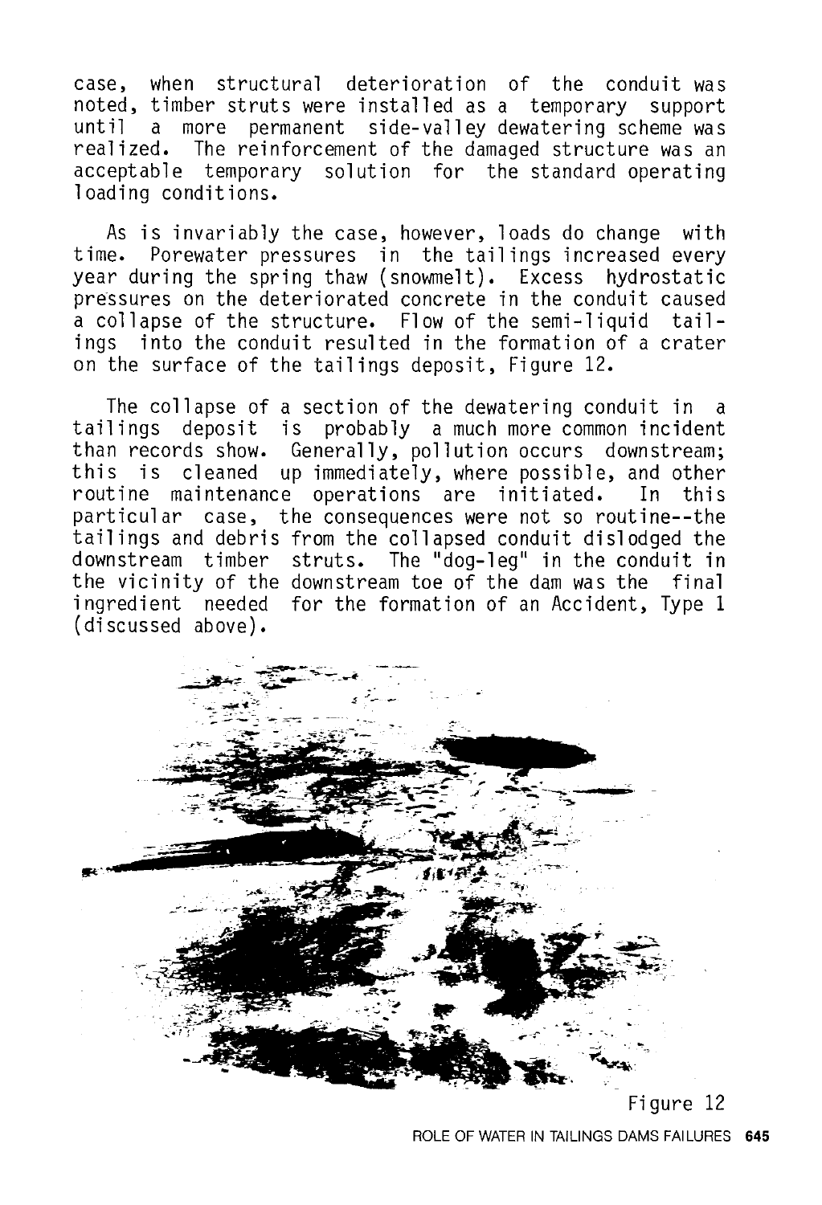case, when structural deterioration of the conduit was noted, timber struts were installed as a temporary support until a more permanent side-valley dewatering scheme was realized. The reinforcement of the damaged structure was an acceptable temporary solution for the standard operating loading conditions.

As is invariably the case, however, loads do change with time. Porewater pressures in the tailings increased every year during the spring thaw (snowmelt). Excess hydrostatic pressures on the deteriorated concrete in the conduit caused a collapse of the structure. Flow of the semi-liquid tailings into the conduit resulted in the formation of a crater on the surface of the tailings deposit, Figure 12.

The collapse of a section of the dewatering conduit in a tailings deposit is probably a much more common incident than records show. Generally, pollution occurs downstream; this is cleaned up immediately, where possible, and other routine maintenance operations are initiated. In this particular case, the consequences were not so routine--the tailings and debris from the collapsed conduit dislodged the downstream timber struts. The "dog-leg" in the conduit in the vicinity of the downstream toe of the dam was the final ingredient needed for the formation of an Accident, Type 1 (discussed above).

Figure 12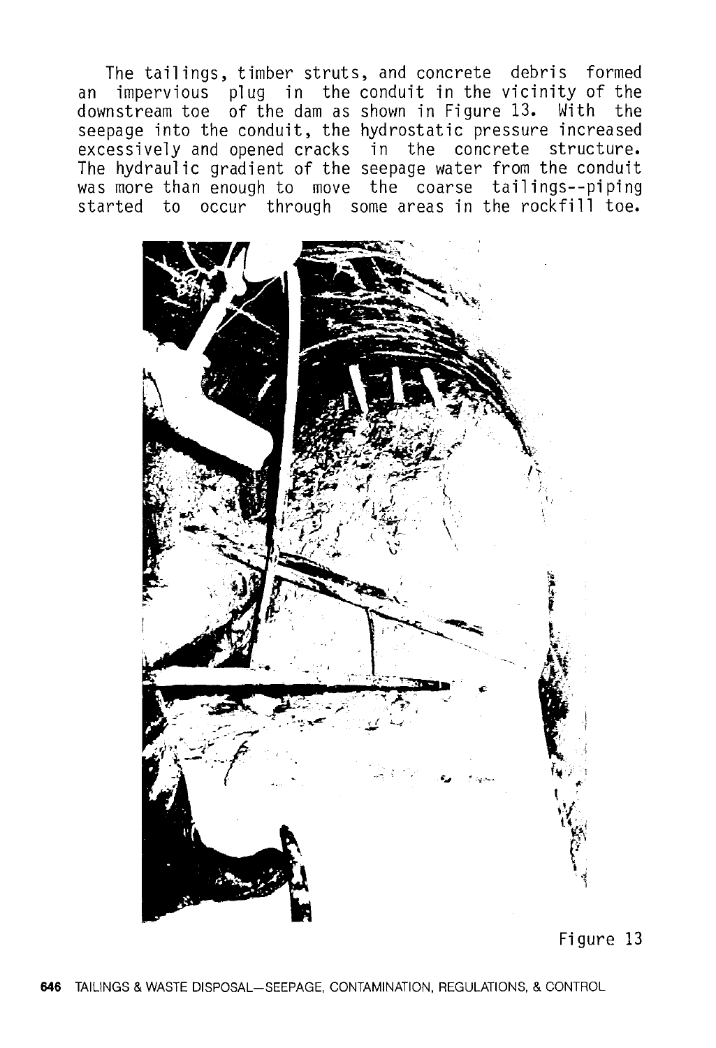The tailings, timber struts, and concrete debris formed an impervious plug in the conduit in the vicinity of the downstream toe of the dam as shown in Figure 13. With the seepage into the conduit, the hydrostatic pressure increased excessively and opened cracks in the concrete structure. The hydraulic gradient of the seepage water from the conduit was more than enough to move the coarse tailings--piping started to occur through some areas in the rockfill toe.

Figure 13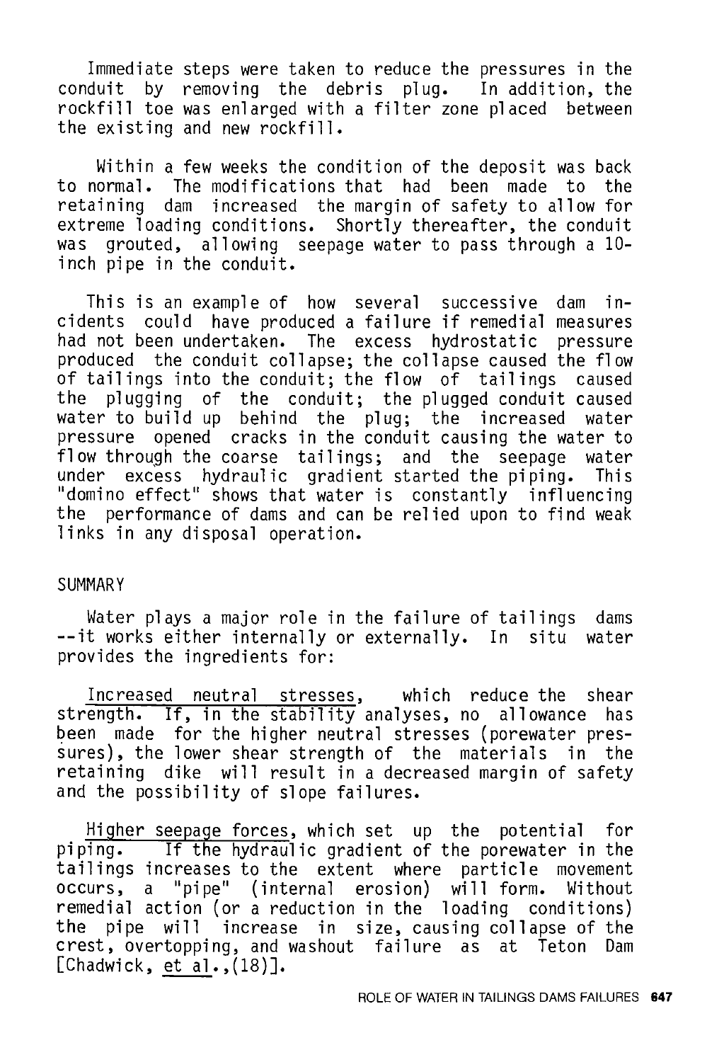Immediate steps were taken to reduce the pressures in the conduit by removing the debris plug. In addition, the rockfill toe was enlarged with a filter zone placed between the existing and new rockfill.

Within a few weeks the condition of the deposit was back to normal. The modifications that had been made to the retaining dam increased the margin of safety to allow for extreme loading conditions. Shortly thereafter, the conduit was grouted, allowing seepage water to pass through a 10-inch pipe in the conduit.

This is an example of how several successive dam incidents could have produced a failure if remedial measures had not been undertaken. The excess hydrostatic pressure produced the conduit collapse; the collapse caused the flow of tailings into the conduit; the flow of tailings caused the plugging of the conduit; the plugged conduit caused water to build up behind the plug; the increased water pressure opened cracks in the conduit causing the water to flow through the coarse tailings; and the seepage water under excess hydraulic gradient started the piping. This "domino effect" shows that water is constantly influencing the performance of dams and can be relied upon to find weak links in any disposal operation.

## SUMMARY

Water plays a major role in the failure of tailings dams --it works either internally or externally. In situ water provides the ingredients for:

Increased neutral stresses, which reduce the shear strength. If, in the stability analyses, no allowance has been made for the higher neutral stresses (porewater pressures), the lower shear strength of the materials in the retaining dike will result in a decreased margin of safety and the possibility of slope failures.

Higher seepage forces, which set up the potential for piping. If the hydraulic gradient of the porewater in the tailings increases to the extent where particle movement occurs, a "pipe" (internal erosion) will form. Without remedial action (or a reduction in the loading conditions) the pipe will increase in size, causing collapse of the crest, overtopping, and washout failure as at Teton Dam [Chadwick, *et al.*,(18)].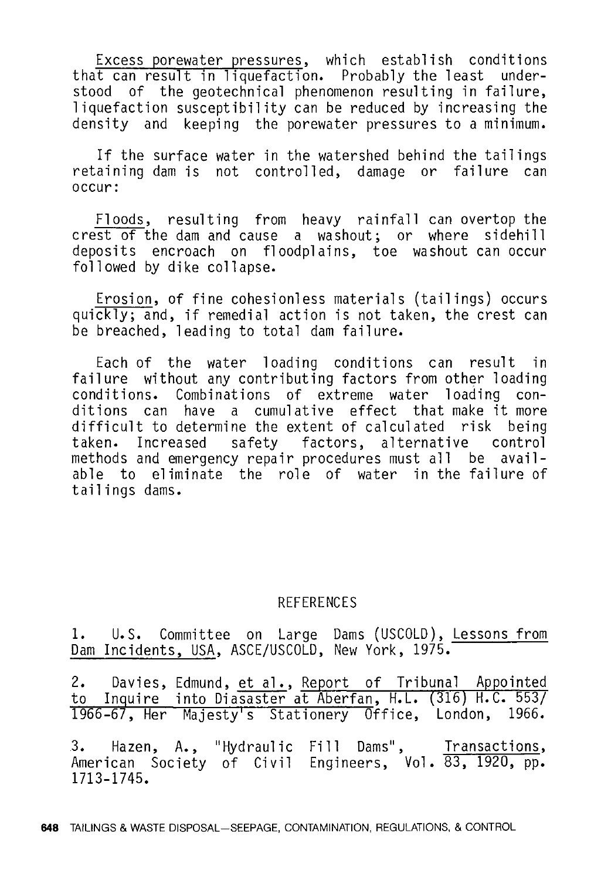Excess porewater pressures, which establish conditions that can result in liquefaction. Probably the least understood of the geotechnical phenomenon resulting in failure, liquefaction susceptibility can be reduced by increasing the density and keeping the porewater pressures to a minimum.

If the surface water in the watershed behind the tailings retaining dam is not controlled, damage or failure can occur:

Floods, resulting from heavy rainfall can overtop the crest of the dam and cause a washout; or where sidehill deposits encroach on floodplains, toe washout can occur followed by dike collapse.

Erosion, of fine cohesionless materials (tailings) occurs quickly; and, if remedial action is not taken, the crest can be breached, leading to total dam failure.

Each of the water loading conditions can result in failure without any contributing factors from other loading conditions. Combinations of extreme water loading conditions can have a cumulative effect that make it more difficult to determine the extent of calculated risk being taken. Increased safety factors, alternative control methods and emergency repair procedures must all be available to eliminate the role of water in the failure of tailings dams.

## REFERENCES

1. U.S. Committee on Large Dams (USCOLD), Lessons from Dam Incidents, USA, ASCE/USCOLD, New York, 1975.

2. Davies, Edmund, et al., Report of Tribunal Appointed to Inquire into Diasaster at Aberfan, H.L. (316) H.C. 553/1966-67, Her Majesty's Stationery Office, London, 1966.

3. Hazen, A., "Hydraulic Fill Dams", Transactions, American Society of Civil Engineers, Vol. 83, 1920, pp. 1713-1745.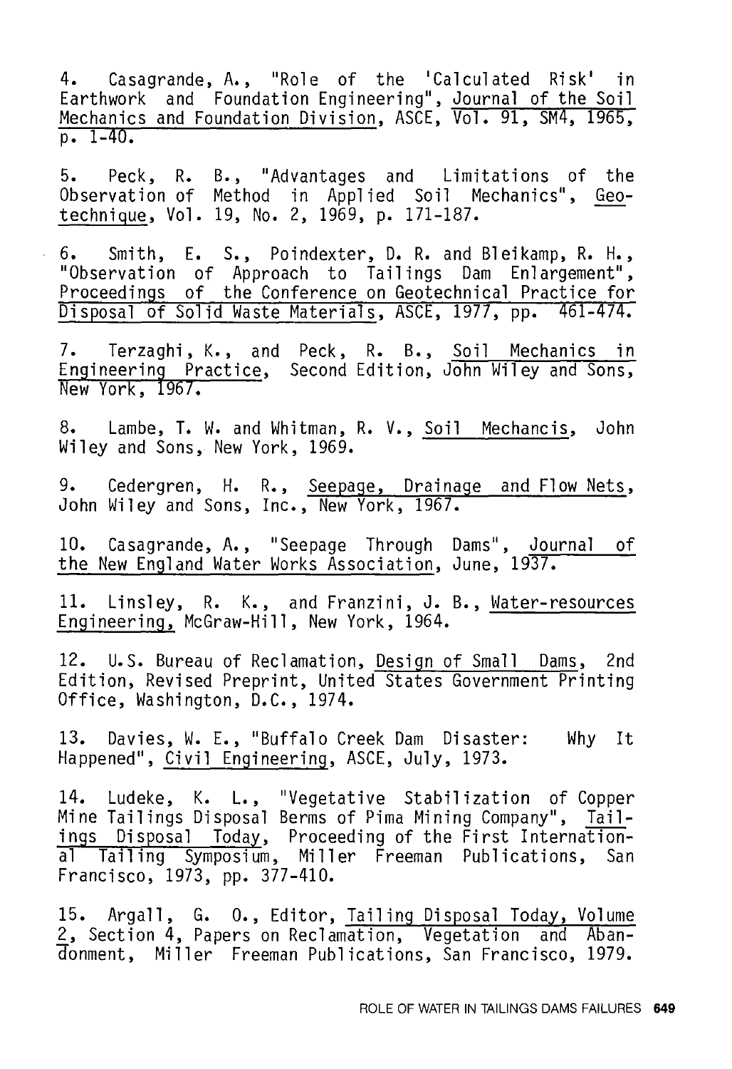4. Casagrande, A., "Role of the 'Calculated Risk' in Earthwork and Foundation Engineering", Journal of the Soil Mechanics and Foundation Division, ASCE, Vol. 91, SM4, 1965, p. 1-40.

5. Peck, R. B., "Advantages and Limitations of the Observation of Method in Applied Soil Mechanics", Geotechnique, Vol. 19, No. 2, 1969, p. 171-187.

6. Smith, E. S., Poindexter, D. R. and Bleikamp, R. H., "Observation of Approach to Tailings Dam Enlargement", Proceedings of the Conference on Geotechnical Practice for Disposal of Solid Waste Materials, ASCE, 1977, pp. 461-474.

7. Terzaghi, K., and Peck, R. B., Soil Mechanics in Engineering Practice, Second Edition, John Wiley and Sons, New York, 1967.

8. Lambe, T. W. and Whitman, R. V., Soil Mechancis, John Wiley and Sons, New York, 1969.

9. Cedergren, H. R., Seepage, Drainage and Flow Nets, John Wiley and Sons, Inc., New York, 1967.

10. Casagrande, A., "Seepage Through Dams", Journal of the New England Water Works Association, June, 1937.

11. Linsley, R. K., and Franzini, J. B., Water-resources Engineering, McGraw-Hill, New York, 1964.

12. U.S. Bureau of Reclamation, Design of Small Dams, 2nd Edition, Revised Preprint, United States Government Printing Office, Washington, D.C., 1974.

13. Davies, W. E., "Buffalo Creek Dam Disaster: Why It Happened", Civil Engineering, ASCE, July, 1973.

14. Ludeke, K. L., "Vegetative Stabilization of Copper Mine Tailings Disposal Berms of Pima Mining Company", Tailings Disposal Today, Proceeding of the First International Tailing Symposium, Miller Freeman Publications, San Francisco, 1973, pp. 377-410.

15. Argall, G. O., Editor, Tailing Disposal Today, Volume 2, Section 4, Papers on Reclamation, Vegetation and Abandonment, Miller Freeman Publications, San Francisco, 1979.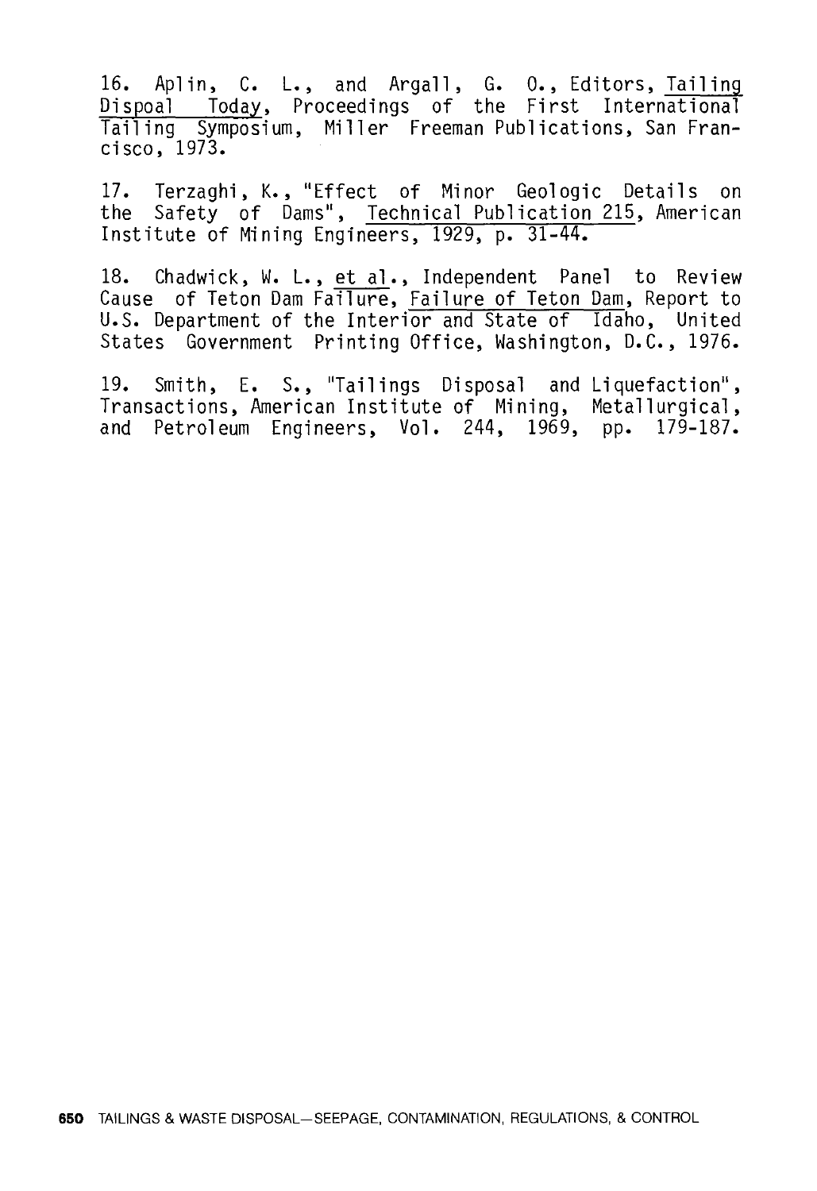16. Aplin, C. L., and Argall, G. O., Editors, Tailing Dispoal Today, Proceedings of the First International Tailing Symposium, Miller Freeman Publications, San Francisco, 1973.

17. Terzaghi, K., "Effect of Minor Geologic Details on the Safety of Dams", Technical Publication 215, American Institute of Mining Engineers, 1929, p. 31-44.

18. Chadwick, W. L., et al., Independent Panel to Review Cause of Teton Dam Failure, Failure of Teton Dam, Report to U.S. Department of the Interior and State of Idaho, United States Government Printing Office, Washington, D.C., 1976.

19. Smith, E. S., "Tailings Disposal and Liquefaction", Transactions, American Institute of Mining, Metallurgical, and Petroleum Engineers, Vol. 244, 1969, pp. 179-187.